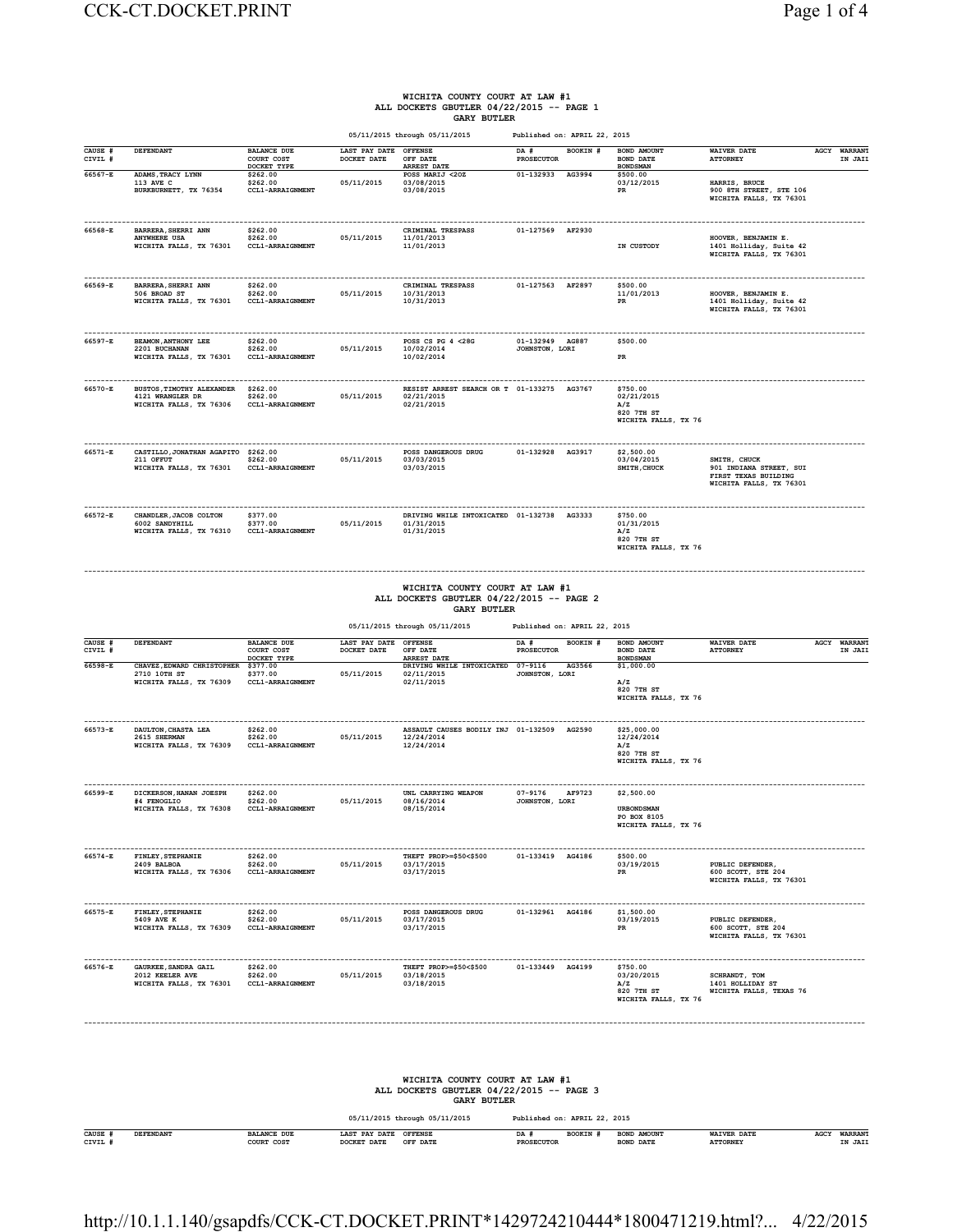# WICHITA COUNTY COURT AT LAW #1
## ALL DOCKETS GBUTLER 04/22/2015 -- PAGE 1
### GARY BUTLER

05/11/2015 through 05/11/2015 Published on: APRIL 22, 2015

| CAUSE # / CIVIL # | DEFENDANT | BALANCE DUE / COURT COST / DOCKET TYPE | LAST PAY DATE / DOCKET DATE | OFFENSE / OFF DATE / ARREST DATE | DA # / PROSECUTOR | BOOKIN # | BOND AMOUNT / BOND DATE / BONDSMAN | WAIVER DATE / ATTORNEY | AGCY | WARRANT IN JAIL |
|---|---|---|---|---|---|---|---|---|---|---|
| 66567-E | ADAMS,TRACY LYNN 113 AVE C BURKBURNETT, TX 76354 | $262.00 $262.00 CCL1-ARRAIGNMENT | 05/11/2015 | POSS MARIJ <2OZ 03/08/2015 03/08/2015 | 01-132933 | AG3994 | $500.00 03/12/2015 PR | HARRIS, BRUCE 900 8TH STREET, STE 106 WICHITA FALLS, TX 76301 | | |
| 66568-E | BARRERA,SHERRI ANN ANYWHERE USA WICHITA FALLS, TX 76301 | $262.00 $262.00 CCL1-ARRAIGNMENT | 05/11/2015 | CRIMINAL TRESPASS 11/01/2013 11/01/2013 | 01-127569 | AF2930 | IN CUSTODY | HOOVER, BENJAMIN E. 1401 Holliday, Suite 42 WICHITA FALLS, TX 76301 | | |
| 66569-E | BARRERA,SHERRI ANN 506 BROAD ST WICHITA FALLS, TX 76301 | $262.00 $262.00 CCL1-ARRAIGNMENT | 05/11/2015 | CRIMINAL TRESPASS 10/31/2013 10/31/2013 | 01-127563 | AF2897 | $500.00 11/01/2013 PR | HOOVER, BENJAMIN E. 1401 Holliday, Suite 42 WICHITA FALLS, TX 76301 | | |
| 66597-E | BEAMON,ANTHONY LEE 2201 BUCHANAN WICHITA FALLS, TX 76301 | $262.00 $262.00 CCL1-ARRAIGNMENT | 05/11/2015 | POSS CS PG 4 <28G 10/02/2014 10/02/2014 | 01-132949 JOHNSTON, LORI | AG887 | $500.00 PR | | | |
| 66570-E | BUSTOS,TIMOTHY ALEXANDER 4121 WRANGLER DR WICHITA FALLS, TX 76306 | $262.00 $262.00 CCL1-ARRAIGNMENT | 05/11/2015 | RESIST ARREST SEARCH OR T 02/21/2015 02/21/2015 | 01-133275 | AG3767 | $750.00 02/21/2015 A/Z 820 7TH ST WICHITA FALLS, TX 76 | | | |
| 66571-E | CASTILLO,JONATHAN AGAPITO 211 OFFUT WICHITA FALLS, TX 76301 | $262.00 $262.00 CCL1-ARRAIGNMENT | 05/11/2015 | POSS DANGEROUS DRUG 03/03/2015 03/03/2015 | 01-132928 | AG3917 | $2,500.00 03/04/2015 SMITH,CHUCK | SMITH, CHUCK 901 INDIANA STREET, SUI FIRST TEXAS BUILDING WICHITA FALLS, TX 76301 | | |
| 66572-E | CHANDLER,JACOB COLTON 6002 SANDYHILL WICHITA FALLS, TX 76310 | $377.00 $377.00 CCL1-ARRAIGNMENT | 05/11/2015 | DRIVING WHILE INTOXICATED 01/31/2015 01/31/2015 | 01-132738 | AG3333 | $750.00 01/31/2015 A/Z 820 7TH ST WICHITA FALLS, TX 76 | | | |

# WICHITA COUNTY COURT AT LAW #1
## ALL DOCKETS GBUTLER 04/22/2015 -- PAGE 2
### GARY BUTLER

05/11/2015 through 05/11/2015 Published on: APRIL 22, 2015

| CAUSE # / CIVIL # | DEFENDANT | BALANCE DUE / COURT COST / DOCKET TYPE | LAST PAY DATE / DOCKET DATE | OFFENSE / OFF DATE / ARREST DATE | DA # / PROSECUTOR | BOOKIN # | BOND AMOUNT / BOND DATE / BONDSMAN | WAIVER DATE / ATTORNEY | AGCY | WARRANT IN JAIL |
|---|---|---|---|---|---|---|---|---|---|---|
| 66598-E | CHAVEZ,EDWARD CHRISTOPHER 2710 10TH ST WICHITA FALLS, TX 76309 | $377.00 $377.00 CCL1-ARRAIGNMENT | 05/11/2015 | DRIVING WHILE INTOXICATED 02/11/2015 02/11/2015 | 07-9116 JOHNSTON, LORI | AG3566 | $1,000.00 A/Z 820 7TH ST WICHITA FALLS, TX 76 | | | |
| 66573-E | DAULTON,CHASTA LEA 2615 SHERMAN WICHITA FALLS, TX 76309 | $262.00 $262.00 CCL1-ARRAIGNMENT | 05/11/2015 | ASSAULT CAUSES BODILY INJ 12/24/2014 12/24/2014 | 01-132509 | AG2590 | $25,000.00 12/24/2014 A/Z 820 7TH ST WICHITA FALLS, TX 76 | | | |
| 66599-E | DICKERSON,HANAN JOESPH #4 FENOGLIO WICHITA FALLS, TX 76308 | $262.00 $262.00 CCL1-ARRAIGNMENT | 05/11/2015 | UNL CARRYING WEAPON 08/16/2014 08/15/2014 | 07-9176 JOHNSTON, LORI | AF9723 | $2,500.00 URBONDSMAN PO BOX 8105 WICHITA FALLS, TX 76 | | | |
| 66574-E | FINLEY,STEPHANIE 2409 BALBOA WICHITA FALLS, TX 76306 | $262.00 $262.00 CCL1-ARRAIGNMENT | 05/11/2015 | THEFT PROP>=$50<$500 03/17/2015 03/17/2015 | 01-133419 | AG4186 | $500.00 03/19/2015 PR | PUBLIC DEFENDER, 600 SCOTT, STE 204 WICHITA FALLS, TX 76301 | | |
| 66575-E | FINLEY,STEPHANIE 5409 AVE K WICHITA FALLS, TX 76309 | $262.00 $262.00 CCL1-ARRAIGNMENT | 05/11/2015 | POSS DANGEROUS DRUG 03/17/2015 03/17/2015 | 01-132961 | AG4186 | $1,500.00 03/19/2015 PR | PUBLIC DEFENDER, 600 SCOTT, STE 204 WICHITA FALLS, TX 76301 | | |
| 66576-E | GAURKEE,SANDRA GAIL 2012 KEELER AVE WICHITA FALLS, TX 76301 | $262.00 $262.00 CCL1-ARRAIGNMENT | 05/11/2015 | THEFT PROP>=$50<$500 03/18/2015 03/18/2015 | 01-133449 | AG4199 | $750.00 03/20/2015 A/Z 820 7TH ST WICHITA FALLS, TX 76 | SCHRANDT, TOM 1401 HOLLIDAY ST WICHITA FALLS, TEXAS 76 | | |

# WICHITA COUNTY COURT AT LAW #1
## ALL DOCKETS GBUTLER 04/22/2015 -- PAGE 3
### GARY BUTLER

05/11/2015 through 05/11/2015 Published on: APRIL 22, 2015

| CAUSE # / CIVIL # | DEFENDANT | BALANCE DUE / COURT COST | LAST PAY DATE / DOCKET DATE | OFFENSE / OFF DATE | DA # / PROSECUTOR | BOOKIN # | BOND AMOUNT / BOND DATE | WAIVER DATE / ATTORNEY | AGCY | WARRANT IN JAIL |
|---|---|---|---|---|---|---|---|---|---|---|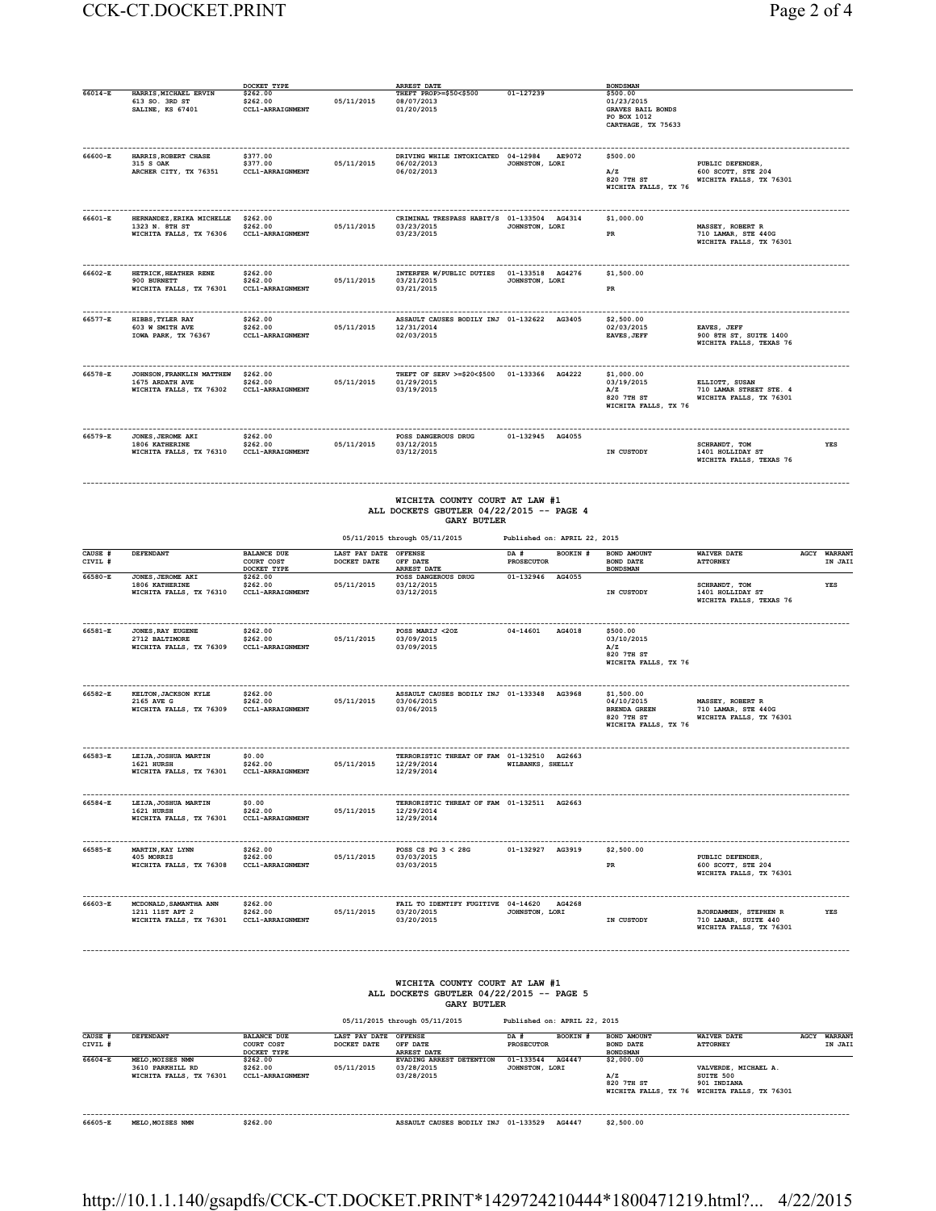| CAUSE # / CIVIL # | DEFENDANT | BALANCE DUE / COURT COST / DOCKET TYPE | LAST PAY DATE / DOCKET DATE | OFFENSE / OFF DATE / ARREST DATE | DA # / PROSECUTOR | BOOKIN # | BOND AMOUNT / BOND DATE / BONDSMAN | WAIVER DATE / ATTORNEY | AGCY | WARRANT IN JAIL |
|---|---|---|---|---|---|---|---|---|---|---|
| 66014-E | HARRIS,MICHAEL ERVIN 613 SO. 3RD ST SALINE, KS 67401 | $262.00 $262.00 CCL1-ARRAIGNMENT | 05/11/2015 | THEFT PROP>=$50<$500 08/07/2013 01/20/2015 | 01-127239 | | $500.00 01/23/2015 GRAVES BAIL BONDS PO BOX 1012 CARTHAGE, TX 75633 | | | |
| 66600-E | HARRIS,ROBERT CHASE 315 S OAK ARCHER CITY, TX 76351 | $377.00 $377.00 CCL1-ARRAIGNMENT | 05/11/2015 | DRIVING WHILE INTOXICATED 06/02/2013 06/02/2013 | 04-12984 JOHNSTON, LORI | AE9072 | $500.00 A/Z 820 7TH ST WICHITA FALLS, TX 76 | PUBLIC DEFENDER, 600 SCOTT, STE 204 WICHITA FALLS, TX 76301 | | |
| 66601-E | HERNANDEZ,ERIKA MICHELLE 1323 N. 8TH ST WICHITA FALLS, TX 76306 | $262.00 $262.00 CCL1-ARRAIGNMENT | 05/11/2015 | CRIMINAL TRESPASS HABIT/S 03/23/2015 03/23/2015 | 01-133504 JOHNSTON, LORI | AG4314 | $1,000.00 PR | MASSEY, ROBERT R 710 LAMAR, STE 440G WICHITA FALLS, TX 76301 | | |
| 66602-E | HETRICK,HEATHER RENE 900 BURNETT WICHITA FALLS, TX 76301 | $262.00 $262.00 CCL1-ARRAIGNMENT | 05/11/2015 | INTERFER W/PUBLIC DUTIES 03/21/2015 03/21/2015 | 01-133518 JOHNSTON, LORI | AG4276 | $1,500.00 PR | | | |
| 66577-E | HIBBS,TYLER RAY 603 W SMITH AVE IOWA PARK, TX 76367 | $262.00 $262.00 CCL1-ARRAIGNMENT | 05/11/2015 | ASSAULT CAUSES BODILY INJ 12/31/2014 02/03/2015 | 01-132622 | AG3405 | $2,500.00 02/03/2015 EAVES,JEFF | EAVES, JEFF 900 8TH ST, SUITE 1400 WICHITA FALLS, TEXAS 76 | | |
| 66578-E | JOHNSON,FRANKLIN MATTHEW 1675 ARDATH AVE WICHITA FALLS, TX 76302 | $262.00 $262.00 CCL1-ARRAIGNMENT | 05/11/2015 | THEFT OF SERV >=$20<$500 01/29/2015 03/19/2015 | 01-133366 | AG4222 | $1,000.00 03/19/2015 A/Z 820 7TH ST WICHITA FALLS, TX 76 | ELLIOTT, SUSAN 710 LAMAR STREET STE. 4 WICHITA FALLS, TX 76301 | | |
| 66579-E | JONES,JEROME AKI 1806 KATHERINE WICHITA FALLS, TX 76310 | $262.00 $262.00 CCL1-ARRAIGNMENT | 05/11/2015 | POSS DANGEROUS DRUG 03/12/2015 03/12/2015 | 01-132945 | AG4055 | IN CUSTODY | SCHRANDT, TOM 1401 HOLLIDAY ST WICHITA FALLS, TEXAS 76 | | YES |

WICHITA COUNTY COURT AT LAW #1
ALL DOCKETS GBUTLER 04/22/2015 -- PAGE 4
GARY BUTLER

05/11/2015 through 05/11/2015 Published on: APRIL 22, 2015

| CAUSE # / CIVIL # | DEFENDANT | BALANCE DUE / COURT COST / DOCKET TYPE | LAST PAY DATE / DOCKET DATE | OFFENSE / OFF DATE / ARREST DATE | DA # / PROSECUTOR | BOOKIN # | BOND AMOUNT / BOND DATE / BONDSMAN | WAIVER DATE / ATTORNEY | AGCY | WARRANT IN JAIL |
|---|---|---|---|---|---|---|---|---|---|---|
| 66580-E | JONES,JEROME AKI 1806 KATHERINE WICHITA FALLS, TX 76310 | $262.00 $262.00 CCL1-ARRAIGNMENT | 05/11/2015 | POSS DANGEROUS DRUG 03/12/2015 03/12/2015 | 01-132946 | AG4055 | IN CUSTODY | SCHRANDT, TOM 1401 HOLLIDAY ST WICHITA FALLS, TEXAS 76 | | YES |
| 66581-E | JONES,RAY EUGENE 2712 BALTIMORE WICHITA FALLS, TX 76309 | $262.00 $262.00 CCL1-ARRAIGNMENT | 05/11/2015 | POSS MARIJ <2OZ 03/09/2015 03/09/2015 | 04-14601 | AG4018 | $500.00 03/10/2015 A/Z 820 7TH ST WICHITA FALLS, TX 76 | | | |
| 66582-E | KELTON,JACKSON KYLE 2165 AVE G WICHITA FALLS, TX 76309 | $262.00 $262.00 CCL1-ARRAIGNMENT | 05/11/2015 | ASSAULT CAUSES BODILY INJ 03/06/2015 03/06/2015 | 01-133348 | AG3968 | $1,500.00 04/10/2015 BRENDA GREEN 820 7TH ST WICHITA FALLS, TX 76 | MASSEY, ROBERT R 710 LAMAR, STE 440G WICHITA FALLS, TX 76301 | | |
| 66583-E | LEIJA,JOSHUA MARTIN 1621 HURSH WICHITA FALLS, TX 76301 | $0.00 $262.00 CCL1-ARRAIGNMENT | 05/11/2015 | TERRORISTIC THREAT OF FAM 12/29/2014 12/29/2014 | 01-132510 WILBANKS, SHELLY | AG2663 | | | | |
| 66584-E | LEIJA,JOSHUA MARTIN 1621 HURSH WICHITA FALLS, TX 76301 | $0.00 $262.00 CCL1-ARRAIGNMENT | 05/11/2015 | TERRORISTIC THREAT OF FAM 12/29/2014 12/29/2014 | 01-132511 | AG2663 | | | | |
| 66585-E | MARTIN,KAY LYNN 405 MORRIS WICHITA FALLS, TX 76308 | $262.00 $262.00 CCL1-ARRAIGNMENT | 05/11/2015 | POSS CS PG 3 < 28G 03/03/2015 03/03/2015 | 01-132927 | AG3919 | $2,500.00 PR | PUBLIC DEFENDER, 600 SCOTT, STE 204 WICHITA FALLS, TX 76301 | | |
| 66603-E | MCDONALD,SAMANTHA ANN 1211 11ST APT 2 WICHITA FALLS, TX 76301 | $262.00 $262.00 CCL1-ARRAIGNMENT | 05/11/2015 | FAIL TO IDENTIFY FUGITIVE 03/20/2015 03/20/2015 | 04-14620 JOHNSTON, LORI | AG4268 | IN CUSTODY | BJORDAMMEN, STEPHEN R 710 LAMAR, SUITE 440 WICHITA FALLS, TX 76301 | | YES |

WICHITA COUNTY COURT AT LAW #1
ALL DOCKETS GBUTLER 04/22/2015 -- PAGE 5
GARY BUTLER

05/11/2015 through 05/11/2015 Published on: APRIL 22, 2015

| CAUSE # / CIVIL # | DEFENDANT | BALANCE DUE / COURT COST / DOCKET TYPE | LAST PAY DATE / DOCKET DATE | OFFENSE / OFF DATE / ARREST DATE | DA # / PROSECUTOR | BOOKIN # | BOND AMOUNT / BOND DATE / BONDSMAN | WAIVER DATE / ATTORNEY | AGCY | WARRANT IN JAIL |
|---|---|---|---|---|---|---|---|---|---|---|
| 66604-E | MELO,MOISES NMN 3610 PARKHILL RD WICHITA FALLS, TX 76301 | $262.00 $262.00 CCL1-ARRAIGNMENT | 05/11/2015 | EVADING ARREST DETENTION 03/28/2015 03/28/2015 | 01-133544 JOHNSTON, LORI | AG4447 | $2,000.00 A/Z 820 7TH ST WICHITA FALLS, TX 76 | VALVERDE, MICHAEL A. SUITE 500 901 INDIANA WICHITA FALLS, TX 76301 | | |
| 66605-E | MELO,MOISES NMN | $262.00 | | ASSAULT CAUSES BODILY INJ | 01-133529 | AG4447 | $2,500.00 | | | |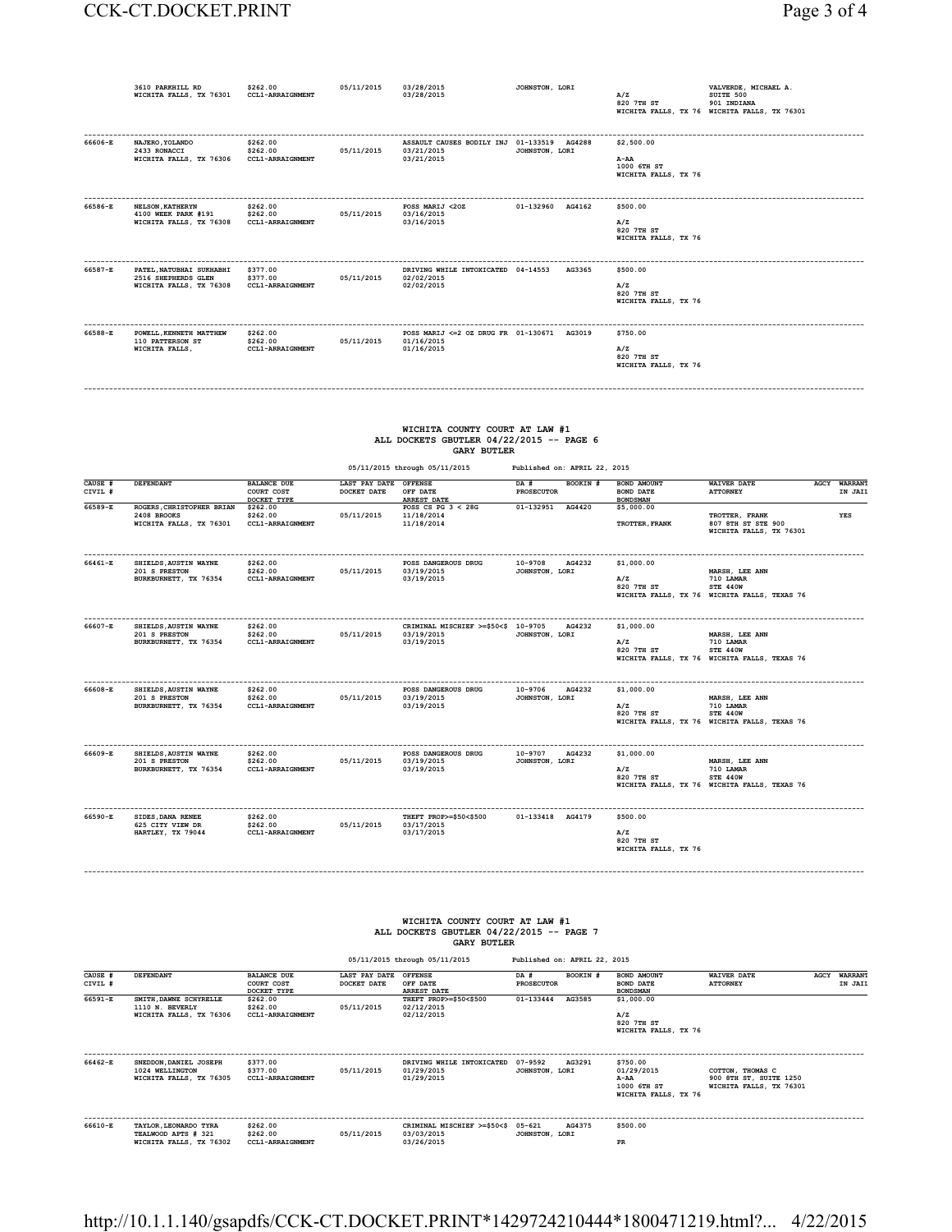| CAUSE # CIVIL # | DEFENDANT | BALANCE DUE COURT COST DOCKET TYPE | LAST PAY DATE DOCKET DATE | OFFENSE OFF DATE ARREST DATE | DA # PROSECUTOR | BOOKIN # | BOND AMOUNT BOND DATE BONDSMAN | WAIVER DATE ATTORNEY | AGCY | WARRANT IN JAIL |
|---|---|---|---|---|---|---|---|---|---|---|
| | 3610 PARKHILL RD WICHITA FALLS, TX 76301 | $262.00 CCL1-ARRAIGNMENT | 05/11/2015 | 03/28/2015 03/28/2015 | JOHNSTON, LORI | | A/Z 820 7TH ST WICHITA FALLS, TX 76 | VALVERDE, MICHAEL A. SUITE 500 901 INDIANA WICHITA FALLS, TX 76301 | | |
| 66606-E | NAJERO,YOLANDO 2433 RONACCI WICHITA FALLS, TX 76306 | $262.00 $262.00 CCL1-ARRAIGNMENT | 05/11/2015 | ASSAULT CAUSES BODILY INJ 03/21/2015 03/21/2015 | 01-133519 JOHNSTON, LORI | AG4288 | $2,500.00 A-AA 1000 6TH ST WICHITA FALLS, TX 76 | | | |
| 66586-E | NELSON,KATHERYN 4100 WEEK PARK #191 WICHITA FALLS, TX 76308 | $262.00 $262.00 CCL1-ARRAIGNMENT | 05/11/2015 | POSS MARIJ <2OZ 03/16/2015 03/16/2015 | 01-132960 | AG4162 | $500.00 A/Z 820 7TH ST WICHITA FALLS, TX 76 | | | |
| 66587-E | PATEL,NATUBHAI SUKHABHI 2516 SHEPHERDS GLEN WICHITA FALLS, TX 76308 | $377.00 $377.00 CCL1-ARRAIGNMENT | 05/11/2015 | DRIVING WHILE INTOXICATED 02/02/2015 02/02/2015 | 04-14553 | AG3365 | $500.00 A/Z 820 7TH ST WICHITA FALLS, TX 76 | | | |
| 66588-E | POWELL,KENNETH MATTHEW 110 PATTERSON ST WICHITA FALLS, | $262.00 $262.00 CCL1-ARRAIGNMENT | 05/11/2015 | POSS MARIJ <=2 OZ DRUG FR 01/16/2015 01/16/2015 | 01-130671 | AG3019 | $750.00 A/Z 820 7TH ST WICHITA FALLS, TX 76 | | | |

## WICHITA COUNTY COURT AT LAW #1
## ALL DOCKETS GBUTLER 04/22/2015 -- PAGE 6
## GARY BUTLER

05/11/2015 through 05/11/2015 Published on: APRIL 22, 2015

| CAUSE # CIVIL # | DEFENDANT | BALANCE DUE COURT COST DOCKET TYPE | LAST PAY DATE DOCKET DATE | OFFENSE OFF DATE ARREST DATE | DA # PROSECUTOR | BOOKIN # | BOND AMOUNT BOND DATE BONDSMAN | WAIVER DATE ATTORNEY | AGCY | WARRANT IN JAIL |
|---|---|---|---|---|---|---|---|---|---|---|
| 66589-E | ROGERS,CHRISTOPHER BRIAN 2408 BROOKS WICHITA FALLS, TX 76301 | $262.00 $262.00 CCL1-ARRAIGNMENT | 05/11/2015 | POSS CS PG 3 < 28G 11/18/2014 11/18/2014 | 01-132951 | AG4420 | $5,000.00 TROTTER,FRANK | TROTTER, FRANK 807 8TH ST STE 900 WICHITA FALLS, TX 76301 | | YES |
| 66461-E | SHIELDS,AUSTIN WAYNE 201 S PRESTON BURKBURNETT, TX 76354 | $262.00 $262.00 CCL1-ARRAIGNMENT | 05/11/2015 | POSS DANGEROUS DRUG 03/19/2015 03/19/2015 | 10-9708 JOHNSTON, LORI | AG4232 | $1,000.00 A/Z 820 7TH ST WICHITA FALLS, TX 76 | MARSH, LEE ANN 710 LAMAR STE 440W WICHITA FALLS, TEXAS 76 | | |
| 66607-E | SHIELDS,AUSTIN WAYNE 201 S PRESTON BURKBURNETT, TX 76354 | $262.00 $262.00 CCL1-ARRAIGNMENT | 05/11/2015 | CRIMINAL MISCHIEF >=$50<$ 03/19/2015 03/19/2015 | 10-9705 JOHNSTON, LORI | AG4232 | $1,000.00 A/Z 820 7TH ST WICHITA FALLS, TX 76 | MARSH, LEE ANN 710 LAMAR STE 440W WICHITA FALLS, TEXAS 76 | | |
| 66608-E | SHIELDS,AUSTIN WAYNE 201 S PRESTON BURKBURNETT, TX 76354 | $262.00 $262.00 CCL1-ARRAIGNMENT | 05/11/2015 | POSS DANGEROUS DRUG 03/19/2015 03/19/2015 | 10-9706 JOHNSTON, LORI | AG4232 | $1,000.00 A/Z 820 7TH ST WICHITA FALLS, TX 76 | MARSH, LEE ANN 710 LAMAR STE 440W WICHITA FALLS, TEXAS 76 | | |
| 66609-E | SHIELDS,AUSTIN WAYNE 201 S PRESTON BURKBURNETT, TX 76354 | $262.00 $262.00 CCL1-ARRAIGNMENT | 05/11/2015 | POSS DANGEROUS DRUG 03/19/2015 03/19/2015 | 10-9707 JOHNSTON, LORI | AG4232 | $1,000.00 A/Z 820 7TH ST WICHITA FALLS, TX 76 | MARSH, LEE ANN 710 LAMAR STE 440W WICHITA FALLS, TEXAS 76 | | |
| 66590-E | SIDES,DANA RENEE 625 CITY VIEW DR HARTLEY, TX 79044 | $262.00 $262.00 CCL1-ARRAIGNMENT | 05/11/2015 | THEFT PROP>=$50<$500 03/17/2015 03/17/2015 | 01-133418 | AG4179 | $500.00 A/Z 820 7TH ST WICHITA FALLS, TX 76 | | | |

## WICHITA COUNTY COURT AT LAW #1
## ALL DOCKETS GBUTLER 04/22/2015 -- PAGE 7
## GARY BUTLER

05/11/2015 through 05/11/2015 Published on: APRIL 22, 2015

| CAUSE # CIVIL # | DEFENDANT | BALANCE DUE COURT COST DOCKET TYPE | LAST PAY DATE DOCKET DATE | OFFENSE OFF DATE ARREST DATE | DA # PROSECUTOR | BOOKIN # | BOND AMOUNT BOND DATE BONDSMAN | WAIVER DATE ATTORNEY | AGCY | WARRANT IN JAIL |
|---|---|---|---|---|---|---|---|---|---|---|
| 66591-E | SMITH,DAWNE SCHYRELLE 1110 N. BEVERLY WICHITA FALLS, TX 76306 | $262.00 $262.00 CCL1-ARRAIGNMENT | 05/11/2015 | THEFT PROP>=$50<$500 02/12/2015 02/12/2015 | 01-133444 | AG3585 | $1,000.00 A/Z 820 7TH ST WICHITA FALLS, TX 76 | | | |
| 66462-E | SNEDDON,DANIEL JOSEPH 1024 WELLINGTON WICHITA FALLS, TX 76305 | $377.00 $377.00 CCL1-ARRAIGNMENT | 05/11/2015 | DRIVING WHILE INTOXICATED 01/29/2015 01/29/2015 | 07-9592 JOHNSTON, LORI | AG3291 | $750.00 01/29/2015 A-AA 1000 6TH ST WICHITA FALLS, TX 76 | COTTON, THOMAS C 900 8TH ST, SUITE 1250 WICHITA FALLS, TX 76301 | | |
| 66610-E | TAYLOR,LEONARDO TYRA TEALWOOD APTS # 321 WICHITA FALLS, TX 76302 | $262.00 $262.00 CCL1-ARRAIGNMENT | 05/11/2015 | CRIMINAL MISCHIEF >=$50<$ 03/03/2015 03/26/2015 | 05-621 JOHNSTON, LORI | AG4375 | $500.00 PR | | | |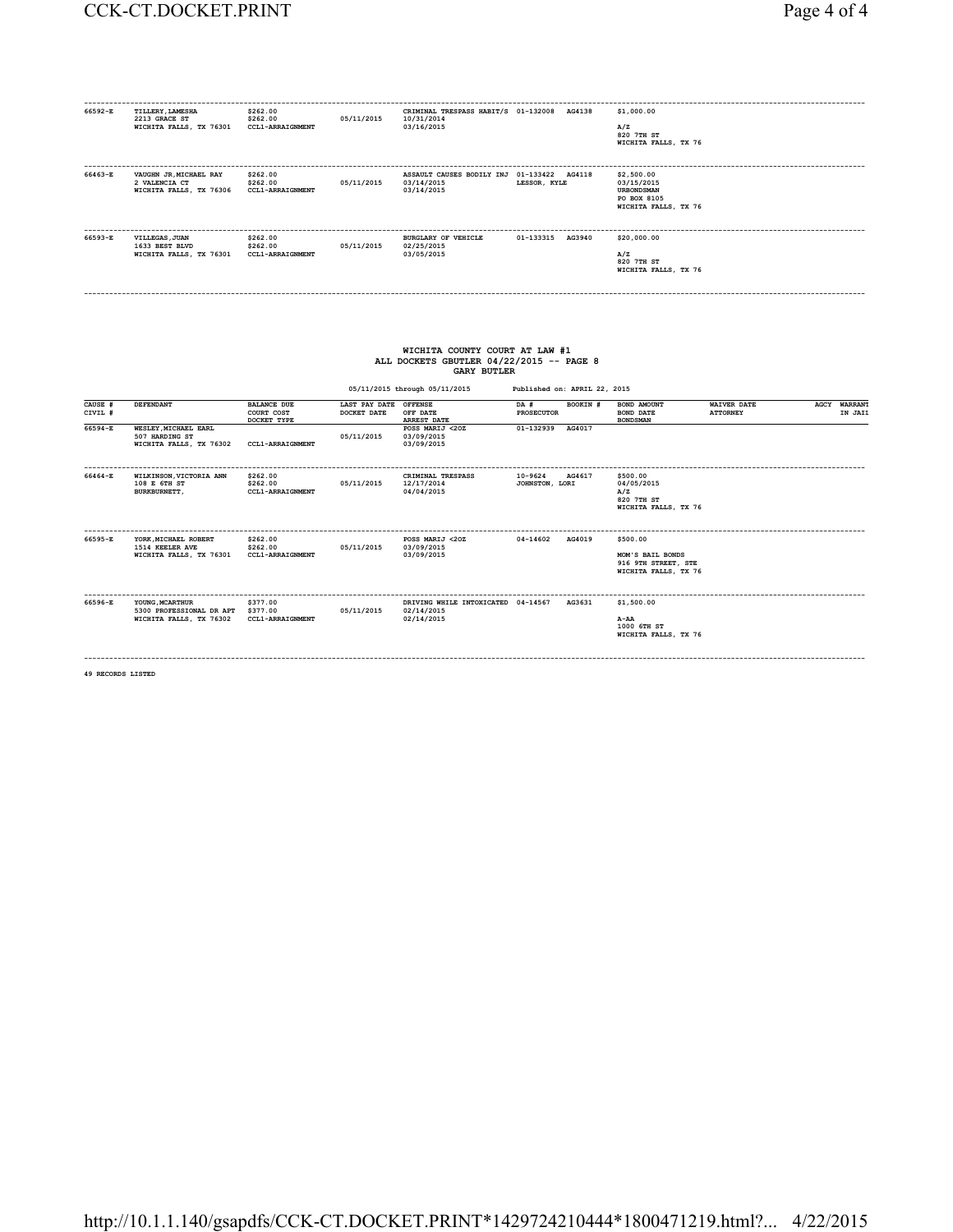| CAUSE # / CIVIL # | DEFENDANT | BALANCE DUE / COURT COST / DOCKET TYPE | LAST PAY DATE / DOCKET DATE | OFFENSE / OFF DATE / ARREST DATE | DA # / PROSECUTOR | BOOKIN # | BOND AMOUNT / BOND DATE / BONDSMAN | WAIVER DATE / ATTORNEY | AGCY | WARRANT IN JAIL |
|---|---|---|---|---|---|---|---|---|---|---|
| 66592-E | TILLERY,LAMESHA 2213 GRACE ST WICHITA FALLS, TX 76301 | \$262.00 \$262.00 CCL1-ARRAIGNMENT | 05/11/2015 | CRIMINAL TRESPASS HABIT/S 10/31/2014 03/16/2015 | 01-132008 | AG4138 | \$1,000.00 A/Z 820 7TH ST WICHITA FALLS, TX 76 | | | |
| 66463-E | VAUGHN JR,MICHAEL RAY 2 VALENCIA CT WICHITA FALLS, TX 76306 | \$262.00 \$262.00 CCL1-ARRAIGNMENT | 05/11/2015 | ASSAULT CAUSES BODILY INJ 03/14/2015 03/14/2015 | 01-133422 LESSOR, KYLE | AG4118 | \$2,500.00 03/15/2015 URBONDSMAN PO BOX 8105 WICHITA FALLS, TX 76 | | | |
| 66593-E | VILLEGAS,JUAN 1633 BEST BLVD WICHITA FALLS, TX 76301 | \$262.00 \$262.00 CCL1-ARRAIGNMENT | 05/11/2015 | BURGLARY OF VEHICLE 02/25/2015 03/05/2015 | 01-133315 | AG3940 | \$20,000.00 A/Z 820 7TH ST WICHITA FALLS, TX 76 | | | |

**WICHITA COUNTY COURT AT LAW #1**
**ALL DOCKETS GBUTLER 04/22/2015 -- PAGE 8**
**GARY BUTLER**

05/11/2015 through 05/11/2015 Published on: APRIL 22, 2015

| CAUSE # / CIVIL # | DEFENDANT | BALANCE DUE / COURT COST / DOCKET TYPE | LAST PAY DATE / DOCKET DATE | OFFENSE / OFF DATE / ARREST DATE | DA # / PROSECUTOR | BOOKIN # | BOND AMOUNT / BOND DATE / BONDSMAN | WAIVER DATE / ATTORNEY | AGCY | WARRANT IN JAIL |
|---|---|---|---|---|---|---|---|---|---|---|
| 66594-E | WESLEY,MICHAEL EARL 507 HARDING ST WICHITA FALLS, TX 76302 | CCL1-ARRAIGNMENT | 05/11/2015 | POSS MARIJ <2OZ 03/09/2015 03/09/2015 | 01-132939 | AG4017 | | | | |
| 66464-E | WILKINSON,VICTORIA ANN 108 E 6TH ST BURKBURNETT, | \$262.00 \$262.00 CCL1-ARRAIGNMENT | 05/11/2015 | CRIMINAL TRESPASS 12/17/2014 04/04/2015 | 10-9624 JOHNSTON, LORI | AG4617 | \$500.00 04/05/2015 A/Z 820 7TH ST WICHITA FALLS, TX 76 | | | |
| 66595-E | YORK,MICHAEL ROBERT 1514 KEELER AVE WICHITA FALLS, TX 76301 | \$262.00 \$262.00 CCL1-ARRAIGNMENT | 05/11/2015 | POSS MARIJ <2OZ 03/09/2015 03/09/2015 | 04-14602 | AG4019 | \$500.00 MOM'S BAIL BONDS 916 9TH STREET, STE WICHITA FALLS, TX 76 | | | |
| 66596-E | YOUNG,MCARTHUR 5300 PROFESSIONAL DR APT WICHITA FALLS, TX 76302 | \$377.00 \$377.00 CCL1-ARRAIGNMENT | 05/11/2015 | DRIVING WHILE INTOXICATED 02/14/2015 02/14/2015 | 04-14567 | AG3631 | \$1,500.00 A-AA 1000 6TH ST WICHITA FALLS, TX 76 | | | |

49 RECORDS LISTED